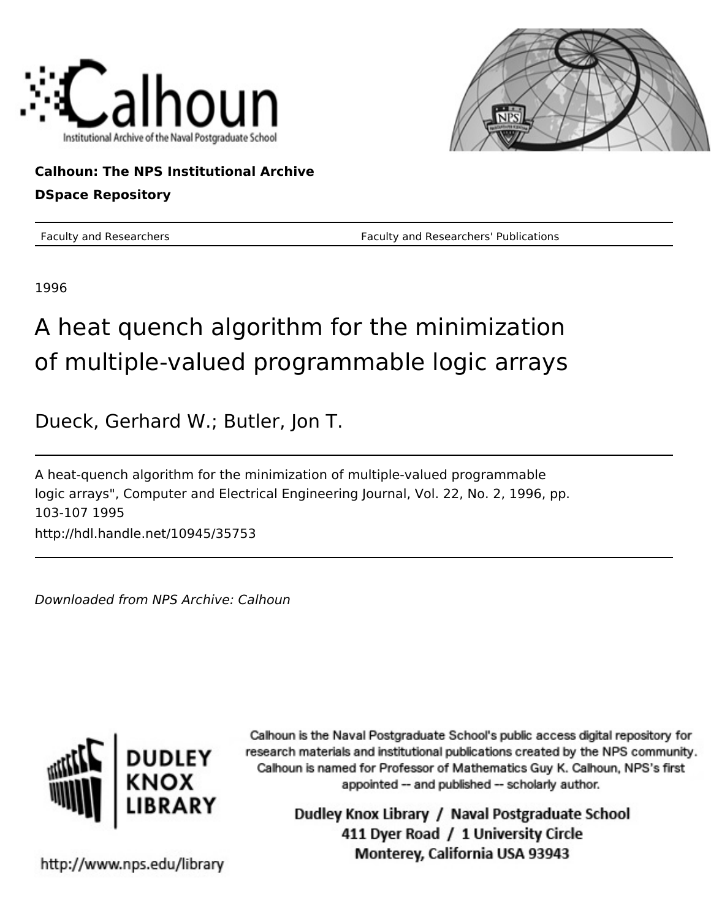Calhoun: The NPS Institutional Archive

DSpace Repository

Faculty and Researchers | Faculty and Researchers' Publications

1996

# A heat quench algorithm for the minimization of multiple-valued programmable logic arrays

Dueck, Gerhard W.; Butler, Jon T.

A heat-quench algorithm for the minimization of multiple-valued programmable logic arrays", Computer and Electrical Engineering Journal, Vol. 22, No. 2, 1996, pp. 103-107 1995

http://hdl.handle.net/10945/35753

*Downloaded from NPS Archive: Calhoun*

Calhoun is the Naval Postgraduate School's public access digital repository for research materials and institutional publications created by the NPS community. Calhoun is named for Professor of Mathematics Guy K. Calhoun, NPS's first appointed -- and published -- scholarly author.

Dudley Knox Library / Naval Postgraduate School
411 Dyer Road / 1 University Circle
Monterey, California USA 93943

http://www.nps.edu/library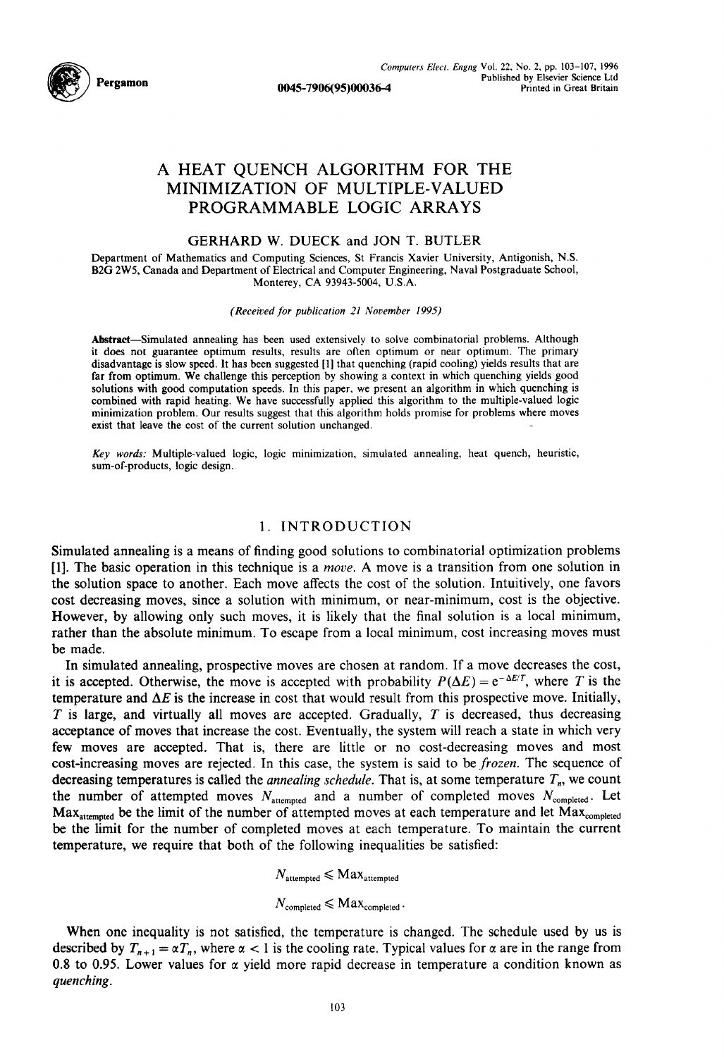# A HEAT QUENCH ALGORITHM FOR THE MINIMIZATION OF MULTIPLE-VALUED PROGRAMMABLE LOGIC ARRAYS

GERHARD W. DUECK and JON T. BUTLER

Department of Mathematics and Computing Sciences, St Francis Xavier University, Antigonish, N.S. B2G 2W5, Canada and Department of Electrical and Computer Engineering, Naval Postgraduate School, Monterey, CA 93943-5004, U.S.A.

*(Received for publication 21 November 1995)*

**Abstract**—Simulated annealing has been used extensively to solve combinatorial problems. Although it does not guarantee optimum results, results are often optimum or near optimum. The primary disadvantage is slow speed. It has been suggested [1] that quenching (rapid cooling) yields results that are far from optimum. We challenge this perception by showing a context in which quenching yields good solutions with good computation speeds. In this paper, we present an algorithm in which quenching is combined with rapid heating. We have successfully applied this algorithm to the multiple-valued logic minimization problem. Our results suggest that this algorithm holds promise for problems where moves exist that leave the cost of the current solution unchanged.

*Key words:* Multiple-valued logic, logic minimization, simulated annealing, heat quench, heuristic, sum-of-products, logic design.

## 1. INTRODUCTION

Simulated annealing is a means of finding good solutions to combinatorial optimization problems [1]. The basic operation in this technique is a *move*. A move is a transition from one solution in the solution space to another. Each move affects the cost of the solution. Intuitively, one favors cost decreasing moves, since a solution with minimum, or near-minimum, cost is the objective. However, by allowing only such moves, it is likely that the final solution is a local minimum, rather than the absolute minimum. To escape from a local minimum, cost increasing moves must be made.

In simulated annealing, prospective moves are chosen at random. If a move decreases the cost, it is accepted. Otherwise, the move is accepted with probability $P(\Delta E) = e^{-\Delta E/T}$, where $T$ is the temperature and $\Delta E$ is the increase in cost that would result from this prospective move. Initially, $T$ is large, and virtually all moves are accepted. Gradually, $T$ is decreased, thus decreasing acceptance of moves that increase the cost. Eventually, the system will reach a state in which very few moves are accepted. That is, there are little or no cost-decreasing moves and most cost-increasing moves are rejected. In this case, the system is said to be *frozen*. The sequence of decreasing temperatures is called the *annealing schedule*. That is, at some temperature $T_n$, we count the number of attempted moves $N_{\text{attempted}}$ and a number of completed moves $N_{\text{completed}}$. Let $\text{Max}_{\text{attempted}}$ be the limit of the number of attempted moves at each temperature and let $\text{Max}_{\text{completed}}$ be the limit for the number of completed moves at each temperature. To maintain the current temperature, we require that both of the following inequalities be satisfied:

$$N_{\text{attempted}} \leqslant \text{Max}_{\text{attempted}}$$

$$N_{\text{completed}} \leqslant \text{Max}_{\text{completed}}.$$

When one inequality is not satisfied, the temperature is changed. The schedule used by us is described by $T_{n+1} = \alpha T_n$, where $\alpha < 1$ is the cooling rate. Typical values for $\alpha$ are in the range from 0.8 to 0.95. Lower values for $\alpha$ yield more rapid decrease in temperature a condition known as *quenching*.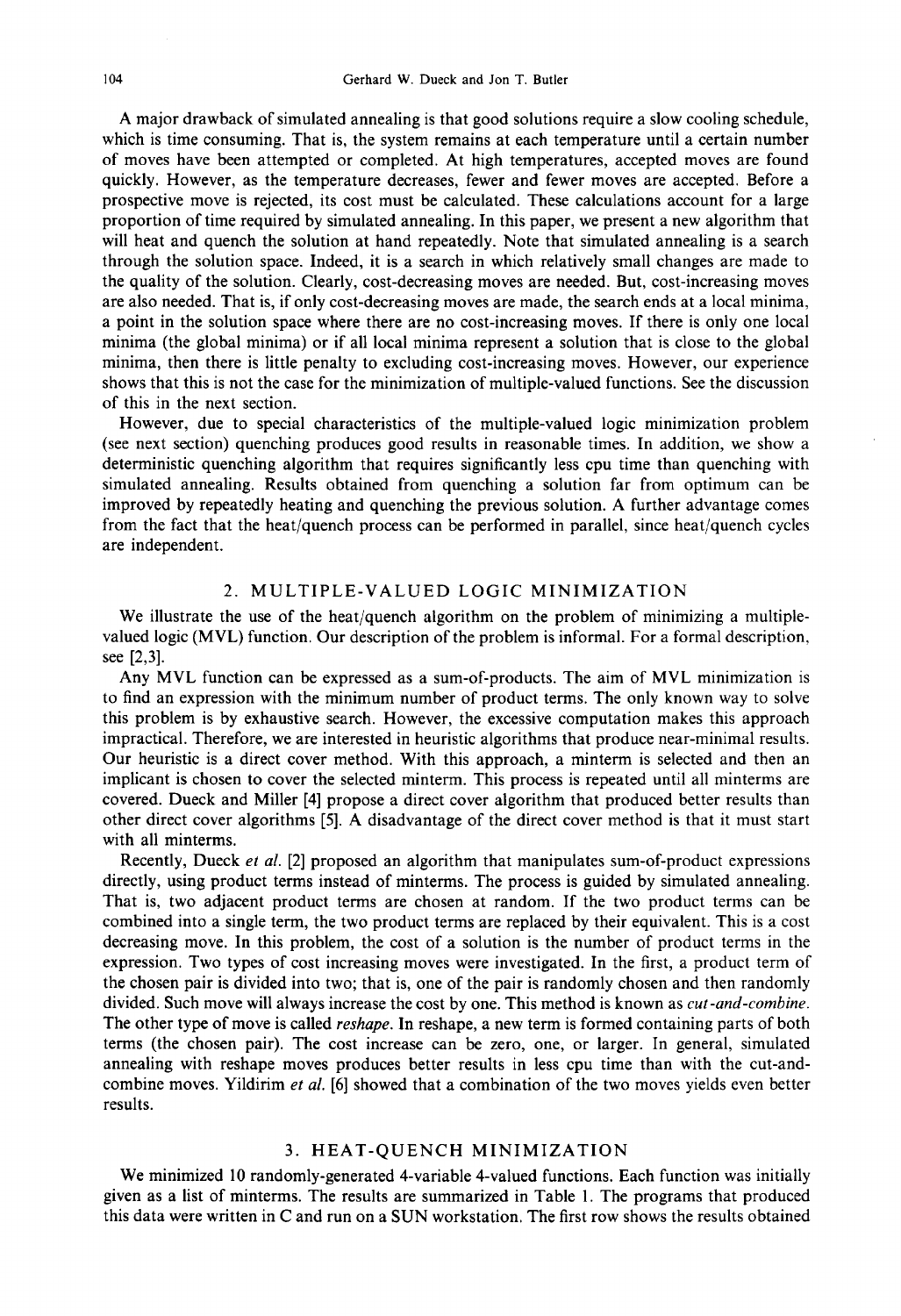A major drawback of simulated annealing is that good solutions require a slow cooling schedule, which is time consuming. That is, the system remains at each temperature until a certain number of moves have been attempted or completed. At high temperatures, accepted moves are found quickly. However, as the temperature decreases, fewer and fewer moves are accepted. Before a prospective move is rejected, its cost must be calculated. These calculations account for a large proportion of time required by simulated annealing. In this paper, we present a new algorithm that will heat and quench the solution at hand repeatedly. Note that simulated annealing is a search through the solution space. Indeed, it is a search in which relatively small changes are made to the quality of the solution. Clearly, cost-decreasing moves are needed. But, cost-increasing moves are also needed. That is, if only cost-decreasing moves are made, the search ends at a local minima, a point in the solution space where there are no cost-increasing moves. If there is only one local minima (the global minima) or if all local minima represent a solution that is close to the global minima, then there is little penalty to excluding cost-increasing moves. However, our experience shows that this is not the case for the minimization of multiple-valued functions. See the discussion of this in the next section.

However, due to special characteristics of the multiple-valued logic minimization problem (see next section) quenching produces good results in reasonable times. In addition, we show a deterministic quenching algorithm that requires significantly less cpu time than quenching with simulated annealing. Results obtained from quenching a solution far from optimum can be improved by repeatedly heating and quenching the previous solution. A further advantage comes from the fact that the heat/quench process can be performed in parallel, since heat/quench cycles are independent.

## 2. MULTIPLE-VALUED LOGIC MINIMIZATION

We illustrate the use of the heat/quench algorithm on the problem of minimizing a multiple-valued logic (MVL) function. Our description of the problem is informal. For a formal description, see [2,3].

Any MVL function can be expressed as a sum-of-products. The aim of MVL minimization is to find an expression with the minimum number of product terms. The only known way to solve this problem is by exhaustive search. However, the excessive computation makes this approach impractical. Therefore, we are interested in heuristic algorithms that produce near-minimal results. Our heuristic is a direct cover method. With this approach, a minterm is selected and then an implicant is chosen to cover the selected minterm. This process is repeated until all minterms are covered. Dueck and Miller [4] propose a direct cover algorithm that produced better results than other direct cover algorithms [5]. A disadvantage of the direct cover method is that it must start with all minterms.

Recently, Dueck *et al.* [2] proposed an algorithm that manipulates sum-of-product expressions directly, using product terms instead of minterms. The process is guided by simulated annealing. That is, two adjacent product terms are chosen at random. If the two product terms can be combined into a single term, the two product terms are replaced by their equivalent. This is a cost decreasing move. In this problem, the cost of a solution is the number of product terms in the expression. Two types of cost increasing moves were investigated. In the first, a product term of the chosen pair is divided into two; that is, one of the pair is randomly chosen and then randomly divided. Such move will always increase the cost by one. This method is known as *cut-and-combine*. The other type of move is called *reshape*. In reshape, a new term is formed containing parts of both terms (the chosen pair). The cost increase can be zero, one, or larger. In general, simulated annealing with reshape moves produces better results in less cpu time than with the cut-and-combine moves. Yildirim *et al.* [6] showed that a combination of the two moves yields even better results.

## 3. HEAT-QUENCH MINIMIZATION

We minimized 10 randomly-generated 4-variable 4-valued functions. Each function was initially given as a list of minterms. The results are summarized in Table 1. The programs that produced this data were written in C and run on a SUN workstation. The first row shows the results obtained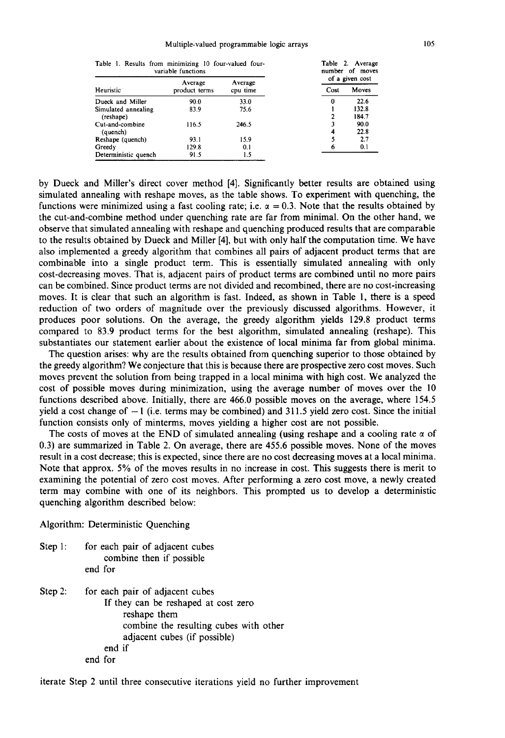Table 1. Results from minimizing 10 four-valued four-variable functions

| Heuristic | Average product terms | Average cpu time |
|---|---|---|
| Dueck and Miller | 90.0 | 33.0 |
| Simulated annealing (reshape) | 83.9 | 75.6 |
| Cut-and-combine (quench) | 116.5 | 246.5 |
| Reshape (quench) | 93.1 | 15.9 |
| Greedy | 129.8 | 0.1 |
| Deterministic quench | 91.5 | 1.5 |

Table 2. Average number of moves of a given cost

| Cost | Moves |
|---|---|
| 0 | 22.6 |
| 1 | 132.8 |
| 2 | 184.7 |
| 3 | 90.0 |
| 4 | 22.8 |
| 5 | 2.7 |
| 6 | 0.1 |

by Dueck and Miller's direct cover method [4]. Significantly better results are obtained using simulated annealing with reshape moves, as the table shows. To experiment with quenching, the functions were minimized using a fast cooling rate; i.e. $\alpha = 0.3$. Note that the results obtained by the cut-and-combine method under quenching rate are far from minimal. On the other hand, we observe that simulated annealing with reshape and quenching produced results that are comparable to the results obtained by Dueck and Miller [4], but with only half the computation time. We have also implemented a greedy algorithm that combines all pairs of adjacent product terms that are combinable into a single product term. This is essentially simulated annealing with only cost-decreasing moves. That is, adjacent pairs of product terms are combined until no more pairs can be combined. Since product terms are not divided and recombined, there are no cost-increasing moves. It is clear that such an algorithm is fast. Indeed, as shown in Table 1, there is a speed reduction of two orders of magnitude over the previously discussed algorithms. However, it produces poor solutions. On the average, the greedy algorithm yields 129.8 product terms compared to 83.9 product terms for the best algorithm, simulated annealing (reshape). This substantiates our statement earlier about the existence of local minima far from global minima.

The question arises: why are the results obtained from quenching superior to those obtained by the greedy algorithm? We conjecture that this is because there are prospective zero cost moves. Such moves prevent the solution from being trapped in a local minima with high cost. We analyzed the cost of possible moves during minimization, using the average number of moves over the 10 functions described above. Initially, there are 466.0 possible moves on the average, where 154.5 yield a cost change of $-1$ (i.e. terms may be combined) and 311.5 yield zero cost. Since the initial function consists only of minterms, moves yielding a higher cost are not possible.

The costs of moves at the END of simulated annealing (using reshape and a cooling rate $\alpha$ of 0.3) are summarized in Table 2. On average, there are 455.6 possible moves. None of the moves result in a cost decrease; this is expected, since there are no cost decreasing moves at a local minima. Note that approx. 5% of the moves results in no increase in cost. This suggests there is merit to examining the potential of zero cost moves. After performing a zero cost move, a newly created term may combine with one of its neighbors. This prompted us to develop a deterministic quenching algorithm described below:

```
Algorithm: Deterministic Quenching

Step 1:   for each pair of adjacent cubes
               combine then if possible
          end for

Step 2:   for each pair of adjacent cubes
               If they can be reshaped at cost zero
                    reshape them
                    combine the resulting cubes with other
                    adjacent cubes (if possible)
               end if
          end for
```

iterate Step 2 until three consecutive iterations yield no further improvement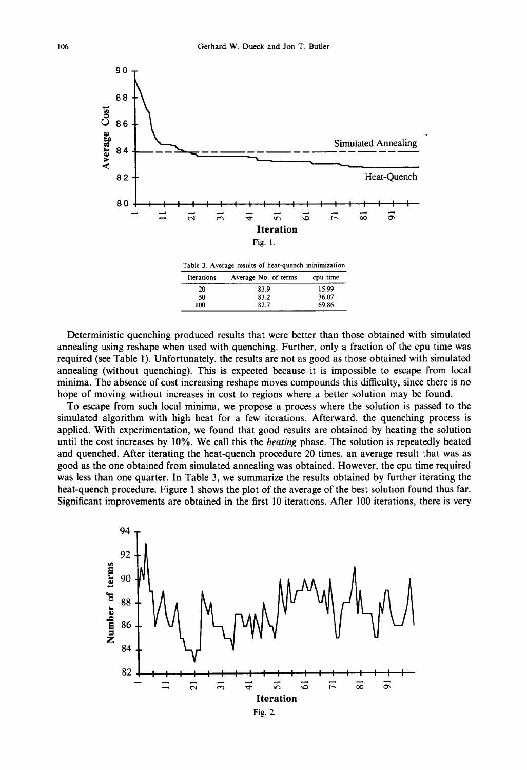Fig. 1.

Table 3. Average results of heat-quench minimization

| Iterations | Average No. of terms | cpu time |
|---|---|---|
| 20 | 83.9 | 15.99 |
| 50 | 83.2 | 36.07 |
| 100 | 82.7 | 69.86 |

Deterministic quenching produced results that were better than those obtained with simulated annealing using reshape when used with quenching. Further, only a fraction of the cpu time was required (see Table 1). Unfortunately, the results are not as good as those obtained with simulated annealing (without quenching). This is expected because it is impossible to escape from local minima. The absence of cost increasing reshape moves compounds this difficulty, since there is no hope of moving without increases in cost to regions where a better solution may be found.

To escape from such local minima, we propose a process where the solution is passed to the simulated algorithm with high heat for a few iterations. Afterward, the quenching process is applied. With experimentation, we found that good results are obtained by heating the solution until the cost increases by 10%. We call this the *heating* phase. The solution is repeatedly heated and quenched. After iterating the heat-quench procedure 20 times, an average result that was as good as the one obtained from simulated annealing was obtained. However, the cpu time required was less than one quarter. In Table 3, we summarize the results obtained by further iterating the heat-quench procedure. Figure 1 shows the plot of the average of the best solution found thus far. Significant improvements are obtained in the first 10 iterations. After 100 iterations, there is very

Fig. 2.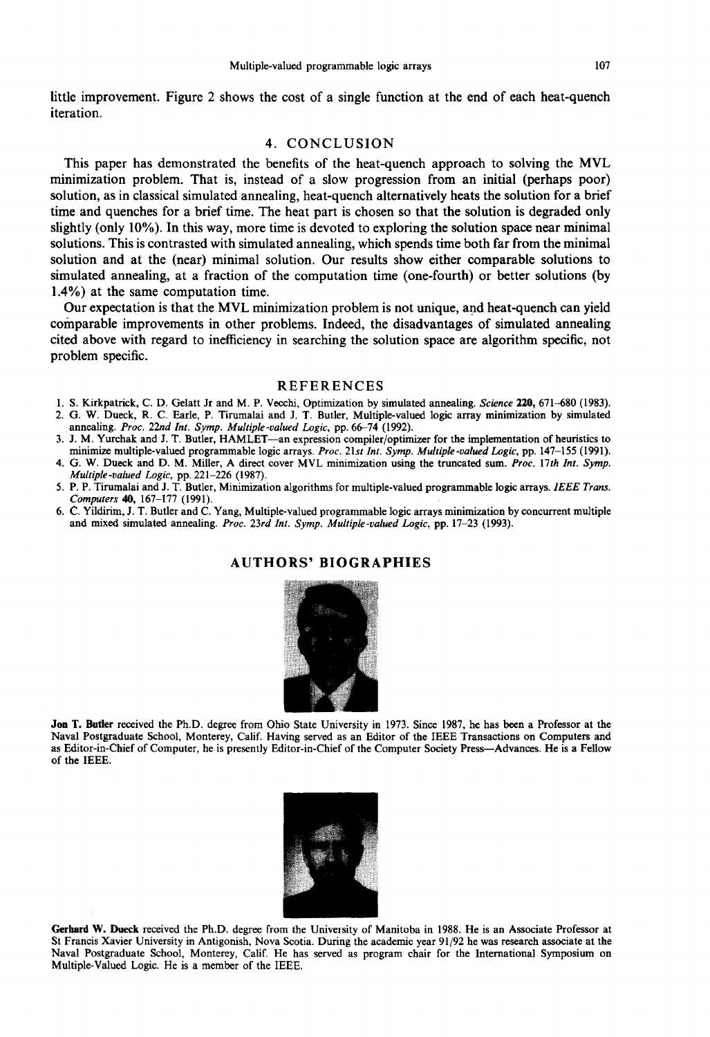little improvement. Figure 2 shows the cost of a single function at the end of each heat-quench iteration.

## 4. CONCLUSION

This paper has demonstrated the benefits of the heat-quench approach to solving the MVL minimization problem. That is, instead of a slow progression from an initial (perhaps poor) solution, as in classical simulated annealing, heat-quench alternatively heats the solution for a brief time and quenches for a brief time. The heat part is chosen so that the solution is degraded only slightly (only 10%). In this way, more time is devoted to exploring the solution space near minimal solutions. This is contrasted with simulated annealing, which spends time both far from the minimal solution and at the (near) minimal solution. Our results show either comparable solutions to simulated annealing, at a fraction of the computation time (one-fourth) or better solutions (by 1.4%) at the same computation time.

Our expectation is that the MVL minimization problem is not unique, and heat-quench can yield comparable improvements in other problems. Indeed, the disadvantages of simulated annealing cited above with regard to inefficiency in searching the solution space are algorithm specific, not problem specific.

## REFERENCES

1. S. Kirkpatrick, C. D. Gelatt Jr and M. P. Vecchi, Optimization by simulated annealing. *Science* **220,** 671–680 (1983).
2. G. W. Dueck, R. C. Earle, P. Tirumalai and J. T. Butler, Multiple-valued logic array minimization by simulated annealing. *Proc. 22nd Int. Symp. Multiple-valued Logic*, pp. 66–74 (1992).
3. J. M. Yurchak and J. T. Butler, HAMLET—an expression compiler/optimizer for the implementation of heuristics to minimize multiple-valued programmable logic arrays. *Proc. 21st Int. Symp. Multiple-valued Logic*, pp. 147–155 (1991).
4. G. W. Dueck and D. M. Miller, A direct cover MVL minimization using the truncated sum. *Proc. 17th Int. Symp. Multiple-valued Logic*, pp. 221–226 (1987).
5. P. P. Tirumalai and J. T. Butler, Minimization algorithms for multiple-valued programmable logic arrays. *IEEE Trans. Computers* **40,** 167–177 (1991).
6. C. Yildirim, J. T. Butler and C. Yang, Multiple-valued programmable logic arrays minimization by concurrent multiple and mixed simulated annealing. *Proc. 23rd Int. Symp. Multiple-valued Logic*, pp. 17–23 (1993).

## AUTHORS' BIOGRAPHIES

**Jon T. Butler** received the Ph.D. degree from Ohio State University in 1973. Since 1987, he has been a Professor at the Naval Postgraduate School, Monterey, Calif. Having served as an Editor of the IEEE Transactions on Computers and as Editor-in-Chief of Computer, he is presently Editor-in-Chief of the Computer Society Press—Advances. He is a Fellow of the IEEE.

**Gerhard W. Dueck** received the Ph.D. degree from the University of Manitoba in 1988. He is an Associate Professor at St Francis Xavier University in Antigonish, Nova Scotia. During the academic year 91/92 he was research associate at the Naval Postgraduate School, Monterey, Calif. He has served as program chair for the International Symposium on Multiple-Valued Logic. He is a member of the IEEE.